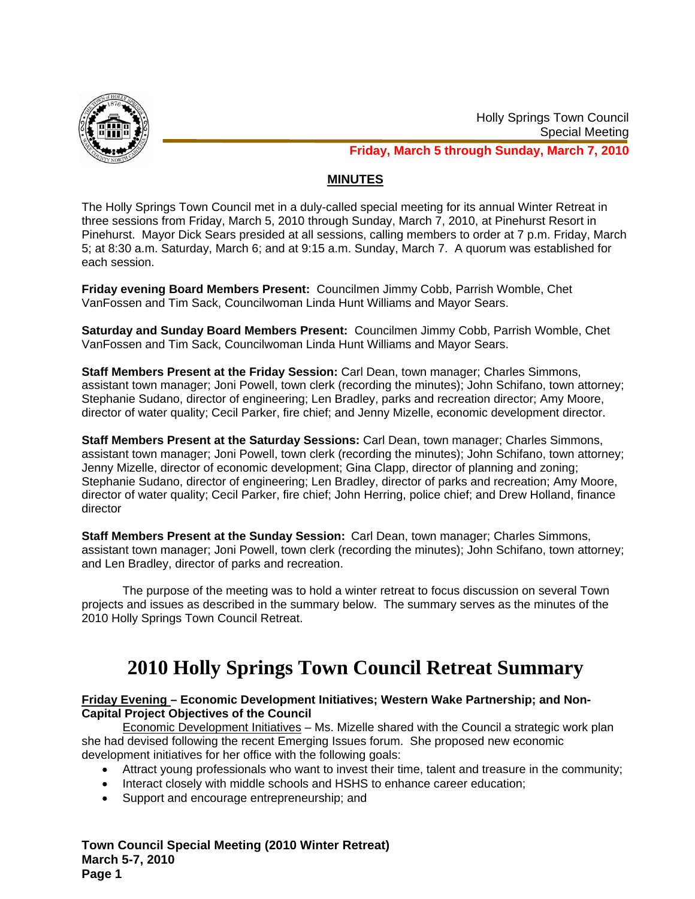Holly Springs Town Council
Special Meeting

**Friday, March 5 through Sunday, March 7, 2010**

## MINUTES

The Holly Springs Town Council met in a duly-called special meeting for its annual Winter Retreat in three sessions from Friday, March 5, 2010 through Sunday, March 7, 2010, at Pinehurst Resort in Pinehurst. Mayor Dick Sears presided at all sessions, calling members to order at 7 p.m. Friday, March 5; at 8:30 a.m. Saturday, March 6; and at 9:15 a.m. Sunday, March 7. A quorum was established for each session.

**Friday evening Board Members Present:** Councilmen Jimmy Cobb, Parrish Womble, Chet VanFossen and Tim Sack, Councilwoman Linda Hunt Williams and Mayor Sears.

**Saturday and Sunday Board Members Present:** Councilmen Jimmy Cobb, Parrish Womble, Chet VanFossen and Tim Sack, Councilwoman Linda Hunt Williams and Mayor Sears.

**Staff Members Present at the Friday Session:** Carl Dean, town manager; Charles Simmons, assistant town manager; Joni Powell, town clerk (recording the minutes); John Schifano, town attorney; Stephanie Sudano, director of engineering; Len Bradley, parks and recreation director; Amy Moore, director of water quality; Cecil Parker, fire chief; and Jenny Mizelle, economic development director.

**Staff Members Present at the Saturday Sessions:** Carl Dean, town manager; Charles Simmons, assistant town manager; Joni Powell, town clerk (recording the minutes); John Schifano, town attorney; Jenny Mizelle, director of economic development; Gina Clapp, director of planning and zoning; Stephanie Sudano, director of engineering; Len Bradley, director of parks and recreation; Amy Moore, director of water quality; Cecil Parker, fire chief; John Herring, police chief; and Drew Holland, finance director

**Staff Members Present at the Sunday Session:** Carl Dean, town manager; Charles Simmons, assistant town manager; Joni Powell, town clerk (recording the minutes); John Schifano, town attorney; and Len Bradley, director of parks and recreation.

The purpose of the meeting was to hold a winter retreat to focus discussion on several Town projects and issues as described in the summary below. The summary serves as the minutes of the 2010 Holly Springs Town Council Retreat.

# 2010 Holly Springs Town Council Retreat Summary

**Friday Evening – Economic Development Initiatives; Western Wake Partnership; and Non-Capital Project Objectives of the Council**

Economic Development Initiatives – Ms. Mizelle shared with the Council a strategic work plan she had devised following the recent Emerging Issues forum. She proposed new economic development initiatives for her office with the following goals:

- Attract young professionals who want to invest their time, talent and treasure in the community;
- Interact closely with middle schools and HSHS to enhance career education;
- Support and encourage entrepreneurship; and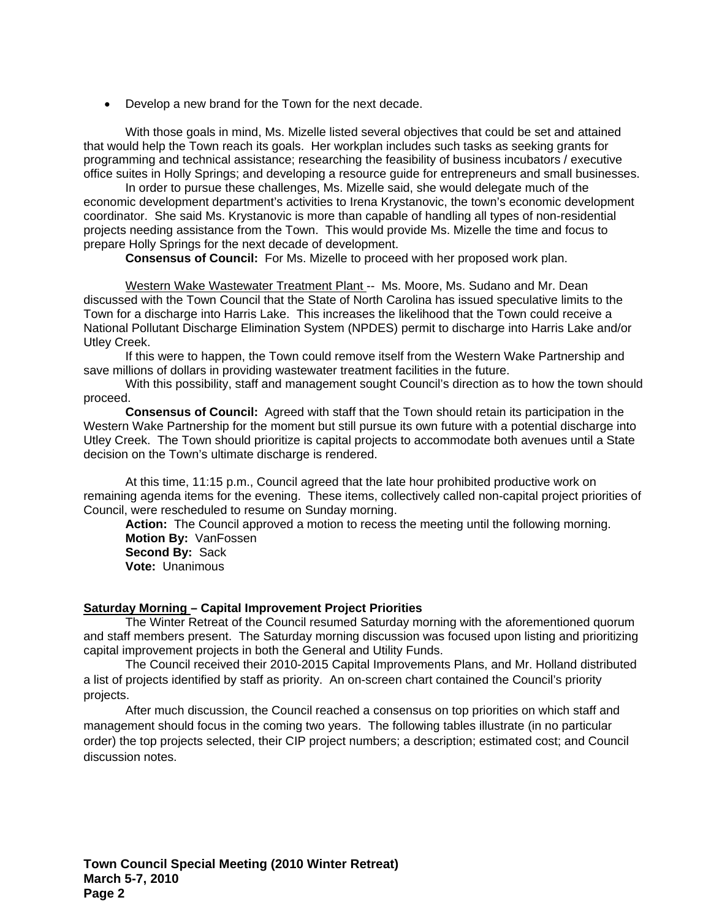- Develop a new brand for the Town for the next decade.

With those goals in mind, Ms. Mizelle listed several objectives that could be set and attained that would help the Town reach its goals. Her workplan includes such tasks as seeking grants for programming and technical assistance; researching the feasibility of business incubators / executive office suites in Holly Springs; and developing a resource guide for entrepreneurs and small businesses.

In order to pursue these challenges, Ms. Mizelle said, she would delegate much of the economic development department's activities to Irena Krystanovic, the town's economic development coordinator. She said Ms. Krystanovic is more than capable of handling all types of non-residential projects needing assistance from the Town. This would provide Ms. Mizelle the time and focus to prepare Holly Springs for the next decade of development.

**Consensus of Council:** For Ms. Mizelle to proceed with her proposed work plan.

Western Wake Wastewater Treatment Plant -- Ms. Moore, Ms. Sudano and Mr. Dean discussed with the Town Council that the State of North Carolina has issued speculative limits to the Town for a discharge into Harris Lake. This increases the likelihood that the Town could receive a National Pollutant Discharge Elimination System (NPDES) permit to discharge into Harris Lake and/or Utley Creek.

If this were to happen, the Town could remove itself from the Western Wake Partnership and save millions of dollars in providing wastewater treatment facilities in the future.

With this possibility, staff and management sought Council's direction as to how the town should proceed.

**Consensus of Council:** Agreed with staff that the Town should retain its participation in the Western Wake Partnership for the moment but still pursue its own future with a potential discharge into Utley Creek. The Town should prioritize is capital projects to accommodate both avenues until a State decision on the Town's ultimate discharge is rendered.

At this time, 11:15 p.m., Council agreed that the late hour prohibited productive work on remaining agenda items for the evening. These items, collectively called non-capital project priorities of Council, were rescheduled to resume on Sunday morning.

**Action:** The Council approved a motion to recess the meeting until the following morning.
**Motion By:** VanFossen
**Second By:** Sack
**Vote:** Unanimous

**Saturday Morning – Capital Improvement Project Priorities**

The Winter Retreat of the Council resumed Saturday morning with the aforementioned quorum and staff members present. The Saturday morning discussion was focused upon listing and prioritizing capital improvement projects in both the General and Utility Funds.

The Council received their 2010-2015 Capital Improvements Plans, and Mr. Holland distributed a list of projects identified by staff as priority. An on-screen chart contained the Council's priority projects.

After much discussion, the Council reached a consensus on top priorities on which staff and management should focus in the coming two years. The following tables illustrate (in no particular order) the top projects selected, their CIP project numbers; a description; estimated cost; and Council discussion notes.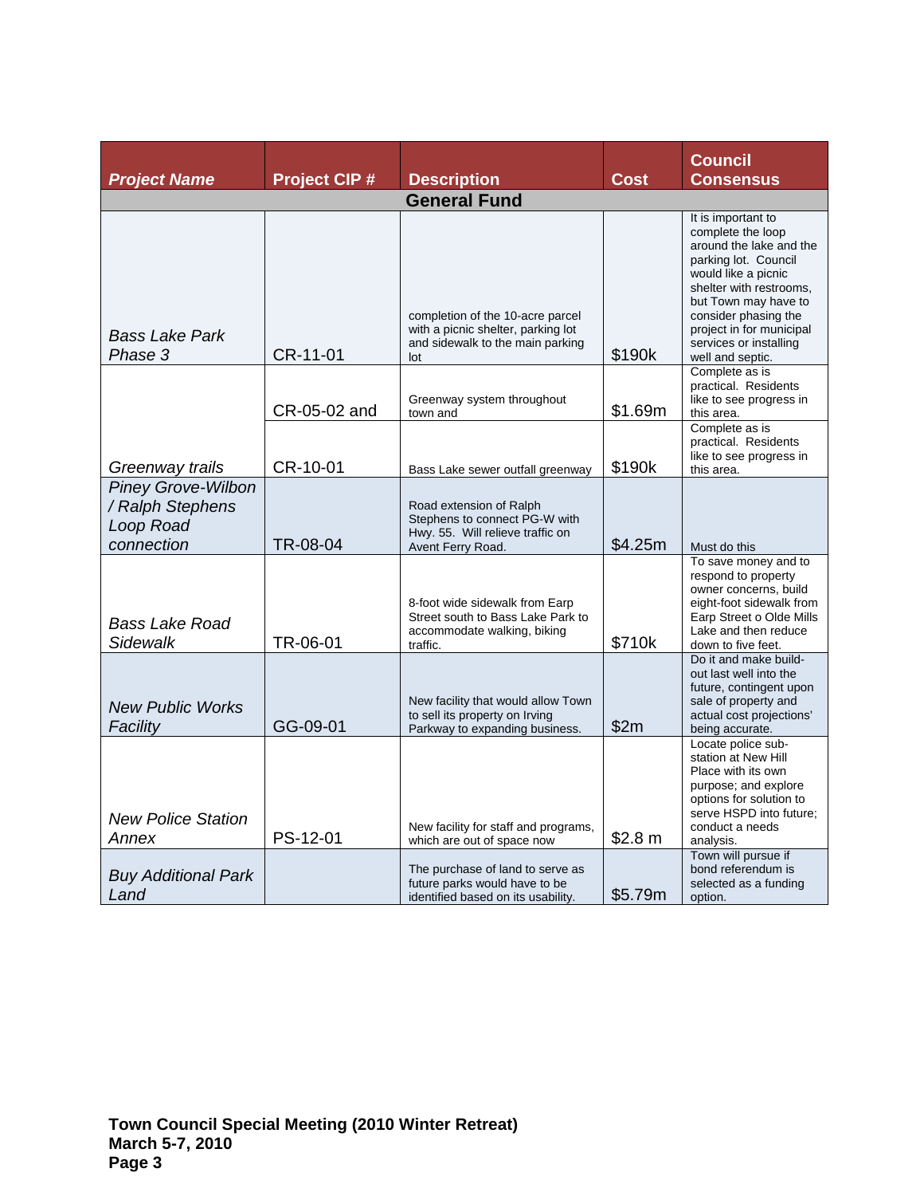| *Project Name* | Project CIP # | Description | Cost | Council Consensus |
|---|---|---|---|---|
| **General Fund** | | | | |
| *Bass Lake Park Phase 3* | CR-11-01 | completion of the 10-acre parcel with a picnic shelter, parking lot and sidewalk to the main parking lot | $190k | It is important to complete the loop around the lake and the parking lot. Council would like a picnic shelter with restrooms, but Town may have to consider phasing the project in for municipal services or installing well and septic. |
| *Greenway trails* | CR-05-02 and | Greenway system throughout town and | $1.69m | Complete as is practical. Residents like to see progress in this area. |
| | CR-10-01 | Bass Lake sewer outfall greenway | $190k | Complete as is practical. Residents like to see progress in this area. |
| *Piney Grove-Wilbon / Ralph Stephens Loop Road connection* | TR-08-04 | Road extension of Ralph Stephens to connect PG-W with Hwy. 55. Will relieve traffic on Avent Ferry Road. | $4.25m | Must do this |
| *Bass Lake Road Sidewalk* | TR-06-01 | 8-foot wide sidewalk from Earp Street south to Bass Lake Park to accommodate walking, biking traffic. | $710k | To save money and to respond to property owner concerns, build eight-foot sidewalk from Earp Street o Olde Mills Lake and then reduce down to five feet. |
| *New Public Works Facility* | GG-09-01 | New facility that would allow Town to sell its property on Irving Parkway to expanding business. | $2m | Do it and make build-out last well into the future, contingent upon sale of property and actual cost projections' being accurate. |
| *New Police Station Annex* | PS-12-01 | New facility for staff and programs, which are out of space now | $2.8 m | Locate police sub-station at New Hill Place with its own purpose; and explore options for solution to serve HSPD into future; conduct a needs analysis. |
| *Buy Additional Park Land* | | The purchase of land to serve as future parks would have to be identified based on its usability. | $5.79m | Town will pursue if bond referendum is selected as a funding option. |

**Town Council Special Meeting (2010 Winter Retreat)**
**March 5-7, 2010**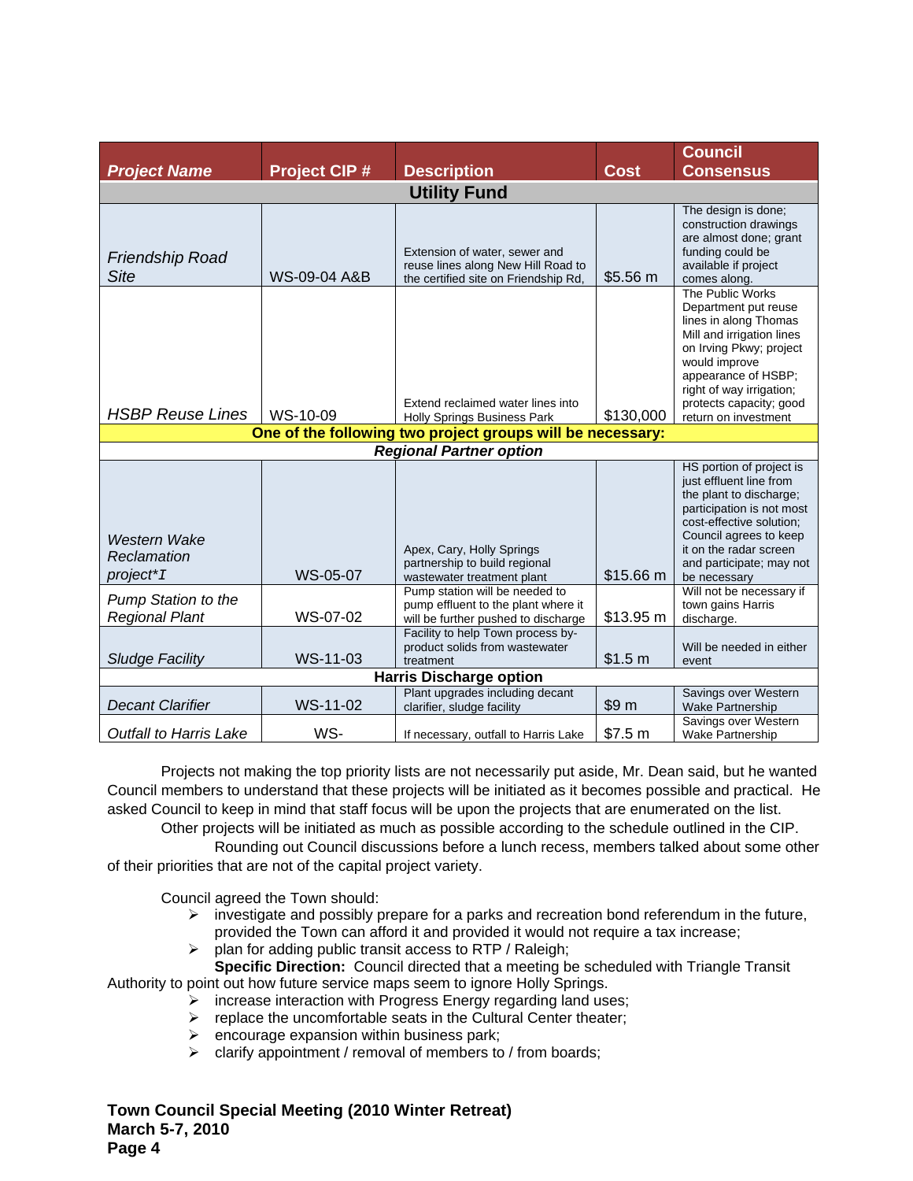| *Project Name* | Project CIP # | Description | Cost | Council Consensus |
|---|---|---|---|---|
| | | **Utility Fund** | | |
| *Friendship Road Site* | WS-09-04 A&B | Extension of water, sewer and reuse lines along New Hill Road to the certified site on Friendship Rd, | $5.56 m | The design is done; construction drawings are almost done; grant funding could be available if project comes along. |
| *HSBP Reuse Lines* | WS-10-09 | Extend reclaimed water lines into Holly Springs Business Park | $130,000 | The Public Works Department put reuse lines in along Thomas Mill and irrigation lines on Irving Pkwy; project would improve appearance of HSBP; right of way irrigation; protects capacity; good return on investment |
| | | **One of the following two project groups will be necessary:** | | |
| | | ***Regional Partner option*** | | |
| *Western Wake Reclamation project\*I* | WS-05-07 | Apex, Cary, Holly Springs partnership to build regional wastewater treatment plant | $15.66 m | HS portion of project is just effluent line from the plant to discharge; participation is not most cost-effective solution; Council agrees to keep it on the radar screen and participate; may not be necessary |
| *Pump Station to the Regional Plant* | WS-07-02 | Pump station will be needed to pump effluent to the plant where it will be further pushed to discharge | $13.95 m | Will not be necessary if town gains Harris discharge. |
| *Sludge Facility* | WS-11-03 | Facility to help Town process by-product solids from wastewater treatment | $1.5 m | Will be needed in either event |
| | | **Harris Discharge option** | | |
| *Decant Clarifier* | WS-11-02 | Plant upgrades including decant clarifier, sludge facility | $9 m | Savings over Western Wake Partnership |
| *Outfall to Harris Lake* | WS- | If necessary, outfall to Harris Lake | $7.5 m | Savings over Western Wake Partnership |

Projects not making the top priority lists are not necessarily put aside, Mr. Dean said, but he wanted Council members to understand that these projects will be initiated as it becomes possible and practical. He asked Council to keep in mind that staff focus will be upon the projects that are enumerated on the list.

Other projects will be initiated as much as possible according to the schedule outlined in the CIP.

Rounding out Council discussions before a lunch recess, members talked about some other of their priorities that are not of the capital project variety.

Council agreed the Town should:

- investigate and possibly prepare for a parks and recreation bond referendum in the future, provided the Town can afford it and provided it would not require a tax increase;
- plan for adding public transit access to RTP / Raleigh;

**Specific Direction:** Council directed that a meeting be scheduled with Triangle Transit Authority to point out how future service maps seem to ignore Holly Springs.

- increase interaction with Progress Energy regarding land uses;
- replace the uncomfortable seats in the Cultural Center theater;
- encourage expansion within business park;
- clarify appointment / removal of members to / from boards;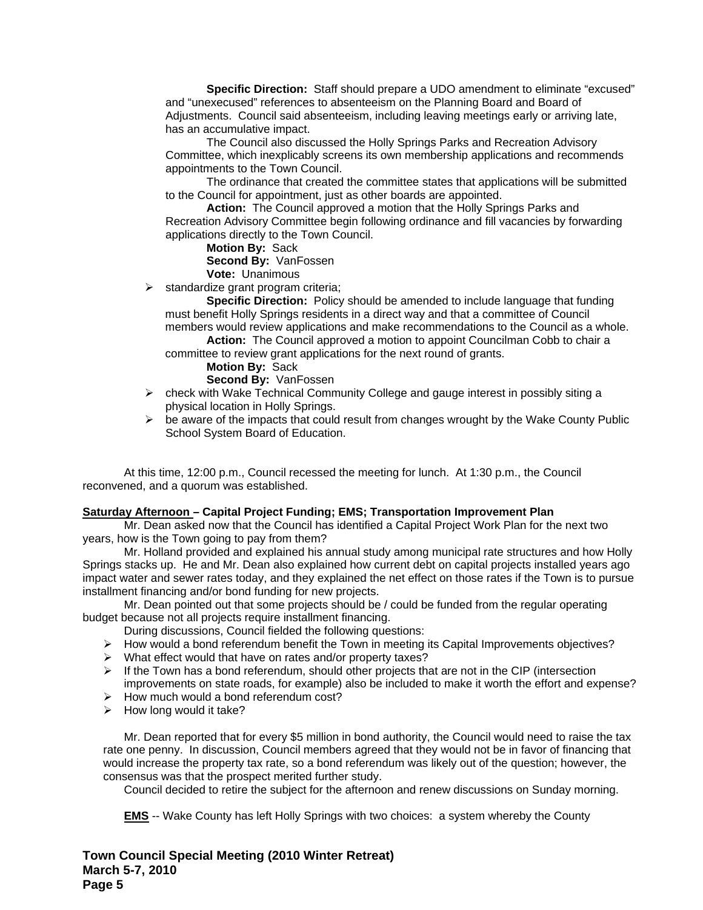**Specific Direction:** Staff should prepare a UDO amendment to eliminate "excused" and "unexecused" references to absenteeism on the Planning Board and Board of Adjustments. Council said absenteeism, including leaving meetings early or arriving late, has an accumulative impact.

The Council also discussed the Holly Springs Parks and Recreation Advisory Committee, which inexplicably screens its own membership applications and recommends appointments to the Town Council.

The ordinance that created the committee states that applications will be submitted to the Council for appointment, just as other boards are appointed.

**Action:** The Council approved a motion that the Holly Springs Parks and Recreation Advisory Committee begin following ordinance and fill vacancies by forwarding applications directly to the Town Council.

**Motion By:** Sack
**Second By:** VanFossen
**Vote:** Unanimous

- standardize grant program criteria;

  **Specific Direction:** Policy should be amended to include language that funding must benefit Holly Springs residents in a direct way and that a committee of Council members would review applications and make recommendations to the Council as a whole.

  **Action:** The Council approved a motion to appoint Councilman Cobb to chair a committee to review grant applications for the next round of grants.

  **Motion By:** Sack
  **Second By:** VanFossen

- check with Wake Technical Community College and gauge interest in possibly siting a physical location in Holly Springs.
- be aware of the impacts that could result from changes wrought by the Wake County Public School System Board of Education.

At this time, 12:00 p.m., Council recessed the meeting for lunch. At 1:30 p.m., the Council reconvened, and a quorum was established.

**Saturday Afternoon – Capital Project Funding; EMS; Transportation Improvement Plan**

Mr. Dean asked now that the Council has identified a Capital Project Work Plan for the next two years, how is the Town going to pay from them?

Mr. Holland provided and explained his annual study among municipal rate structures and how Holly Springs stacks up. He and Mr. Dean also explained how current debt on capital projects installed years ago impact water and sewer rates today, and they explained the net effect on those rates if the Town is to pursue installment financing and/or bond funding for new projects.

Mr. Dean pointed out that some projects should be / could be funded from the regular operating budget because not all projects require installment financing.

During discussions, Council fielded the following questions:

- How would a bond referendum benefit the Town in meeting its Capital Improvements objectives?
- What effect would that have on rates and/or property taxes?
- If the Town has a bond referendum, should other projects that are not in the CIP (intersection improvements on state roads, for example) also be included to make it worth the effort and expense?
- How much would a bond referendum cost?
- How long would it take?

Mr. Dean reported that for every $5 million in bond authority, the Council would need to raise the tax rate one penny. In discussion, Council members agreed that they would not be in favor of financing that would increase the property tax rate, so a bond referendum was likely out of the question; however, the consensus was that the prospect merited further study.

Council decided to retire the subject for the afternoon and renew discussions on Sunday morning.

**EMS** -- Wake County has left Holly Springs with two choices: a system whereby the County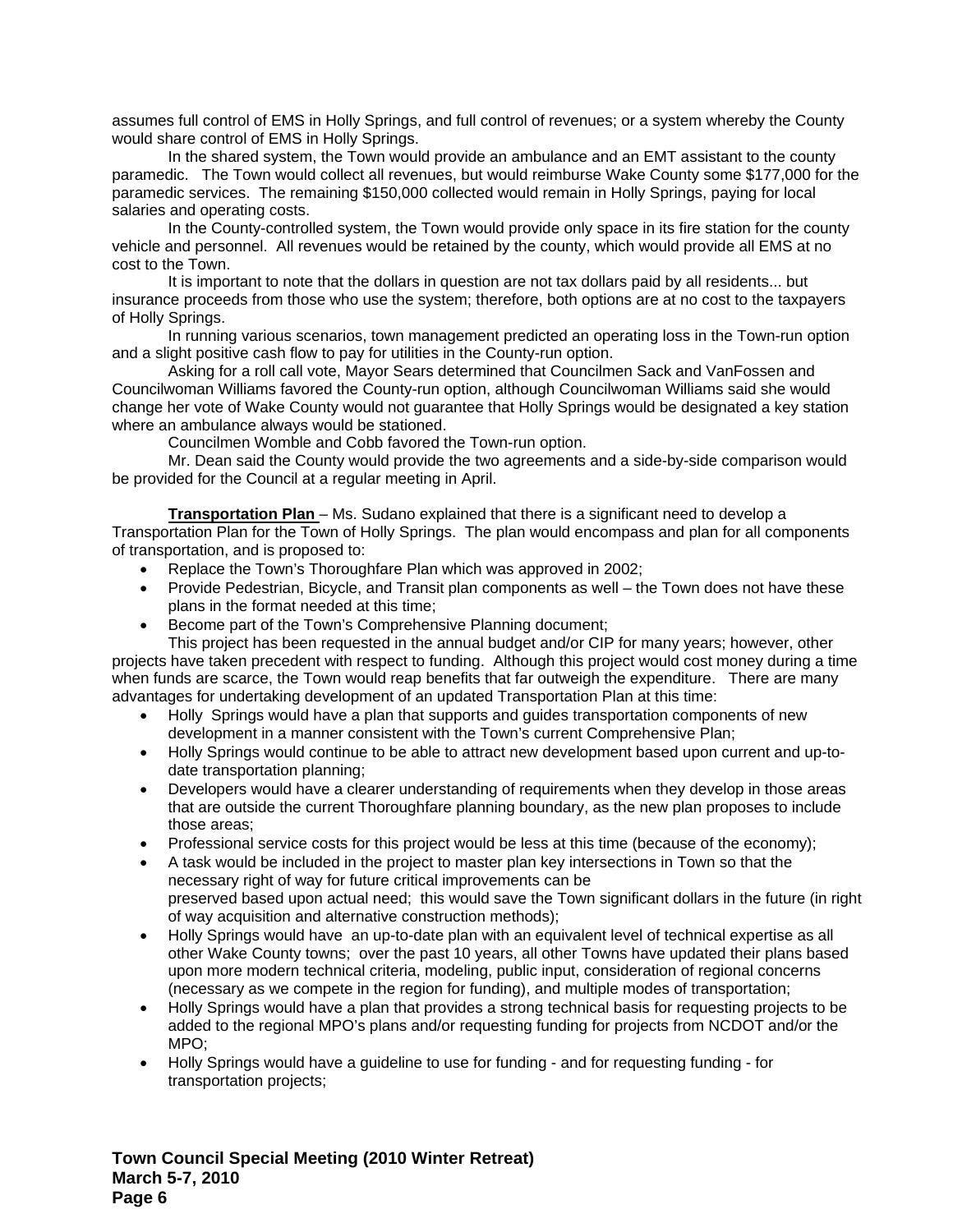assumes full control of EMS in Holly Springs, and full control of revenues; or a system whereby the County would share control of EMS in Holly Springs.

In the shared system, the Town would provide an ambulance and an EMT assistant to the county paramedic. The Town would collect all revenues, but would reimburse Wake County some $177,000 for the paramedic services. The remaining $150,000 collected would remain in Holly Springs, paying for local salaries and operating costs.

In the County-controlled system, the Town would provide only space in its fire station for the county vehicle and personnel. All revenues would be retained by the county, which would provide all EMS at no cost to the Town.

It is important to note that the dollars in question are not tax dollars paid by all residents... but insurance proceeds from those who use the system; therefore, both options are at no cost to the taxpayers of Holly Springs.

In running various scenarios, town management predicted an operating loss in the Town-run option and a slight positive cash flow to pay for utilities in the County-run option.

Asking for a roll call vote, Mayor Sears determined that Councilmen Sack and VanFossen and Councilwoman Williams favored the County-run option, although Councilwoman Williams said she would change her vote of Wake County would not guarantee that Holly Springs would be designated a key station where an ambulance always would be stationed.

Councilmen Womble and Cobb favored the Town-run option.

Mr. Dean said the County would provide the two agreements and a side-by-side comparison would be provided for the Council at a regular meeting in April.

**Transportation Plan** – Ms. Sudano explained that there is a significant need to develop a Transportation Plan for the Town of Holly Springs. The plan would encompass and plan for all components of transportation, and is proposed to:

- Replace the Town's Thoroughfare Plan which was approved in 2002;
- Provide Pedestrian, Bicycle, and Transit plan components as well – the Town does not have these plans in the format needed at this time;
- Become part of the Town's Comprehensive Planning document;

This project has been requested in the annual budget and/or CIP for many years; however, other projects have taken precedent with respect to funding. Although this project would cost money during a time when funds are scarce, the Town would reap benefits that far outweigh the expenditure. There are many advantages for undertaking development of an updated Transportation Plan at this time:

- Holly Springs would have a plan that supports and guides transportation components of new development in a manner consistent with the Town's current Comprehensive Plan;
- Holly Springs would continue to be able to attract new development based upon current and up-to-date transportation planning;
- Developers would have a clearer understanding of requirements when they develop in those areas that are outside the current Thoroughfare planning boundary, as the new plan proposes to include those areas;
- Professional service costs for this project would be less at this time (because of the economy);
- A task would be included in the project to master plan key intersections in Town so that the necessary right of way for future critical improvements can be preserved based upon actual need; this would save the Town significant dollars in the future (in right of way acquisition and alternative construction methods);
- Holly Springs would have an up-to-date plan with an equivalent level of technical expertise as all other Wake County towns; over the past 10 years, all other Towns have updated their plans based upon more modern technical criteria, modeling, public input, consideration of regional concerns (necessary as we compete in the region for funding), and multiple modes of transportation;
- Holly Springs would have a plan that provides a strong technical basis for requesting projects to be added to the regional MPO's plans and/or requesting funding for projects from NCDOT and/or the MPO;
- Holly Springs would have a guideline to use for funding - and for requesting funding - for transportation projects;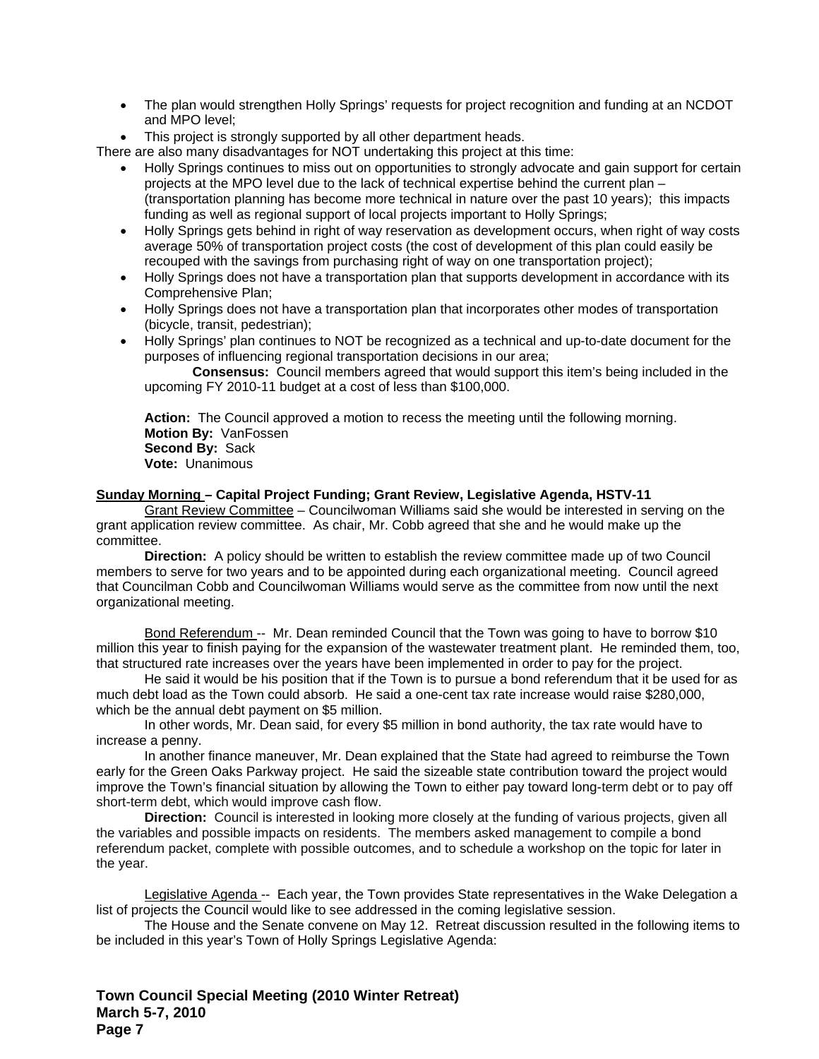- The plan would strengthen Holly Springs' requests for project recognition and funding at an NCDOT and MPO level;
- This project is strongly supported by all other department heads.

There are also many disadvantages for NOT undertaking this project at this time:

- Holly Springs continues to miss out on opportunities to strongly advocate and gain support for certain projects at the MPO level due to the lack of technical expertise behind the current plan – (transportation planning has become more technical in nature over the past 10 years); this impacts funding as well as regional support of local projects important to Holly Springs;
- Holly Springs gets behind in right of way reservation as development occurs, when right of way costs average 50% of transportation project costs (the cost of development of this plan could easily be recouped with the savings from purchasing right of way on one transportation project);
- Holly Springs does not have a transportation plan that supports development in accordance with its Comprehensive Plan;
- Holly Springs does not have a transportation plan that incorporates other modes of transportation (bicycle, transit, pedestrian);
- Holly Springs' plan continues to NOT be recognized as a technical and up-to-date document for the purposes of influencing regional transportation decisions in our area;

**Consensus:** Council members agreed that would support this item's being included in the upcoming FY 2010-11 budget at a cost of less than $100,000.

**Action:** The Council approved a motion to recess the meeting until the following morning.
**Motion By:** VanFossen
**Second By:** Sack
**Vote:** Unanimous

**Sunday Morning – Capital Project Funding; Grant Review, Legislative Agenda, HSTV-11**

Grant Review Committee – Councilwoman Williams said she would be interested in serving on the grant application review committee. As chair, Mr. Cobb agreed that she and he would make up the committee.

**Direction:** A policy should be written to establish the review committee made up of two Council members to serve for two years and to be appointed during each organizational meeting. Council agreed that Councilman Cobb and Councilwoman Williams would serve as the committee from now until the next organizational meeting.

Bond Referendum -- Mr. Dean reminded Council that the Town was going to have to borrow $10 million this year to finish paying for the expansion of the wastewater treatment plant. He reminded them, too, that structured rate increases over the years have been implemented in order to pay for the project.

He said it would be his position that if the Town is to pursue a bond referendum that it be used for as much debt load as the Town could absorb. He said a one-cent tax rate increase would raise $280,000, which be the annual debt payment on $5 million.

In other words, Mr. Dean said, for every $5 million in bond authority, the tax rate would have to increase a penny.

In another finance maneuver, Mr. Dean explained that the State had agreed to reimburse the Town early for the Green Oaks Parkway project. He said the sizeable state contribution toward the project would improve the Town's financial situation by allowing the Town to either pay toward long-term debt or to pay off short-term debt, which would improve cash flow.

**Direction:** Council is interested in looking more closely at the funding of various projects, given all the variables and possible impacts on residents. The members asked management to compile a bond referendum packet, complete with possible outcomes, and to schedule a workshop on the topic for later in the year.

Legislative Agenda -- Each year, the Town provides State representatives in the Wake Delegation a list of projects the Council would like to see addressed in the coming legislative session.

The House and the Senate convene on May 12. Retreat discussion resulted in the following items to be included in this year's Town of Holly Springs Legislative Agenda: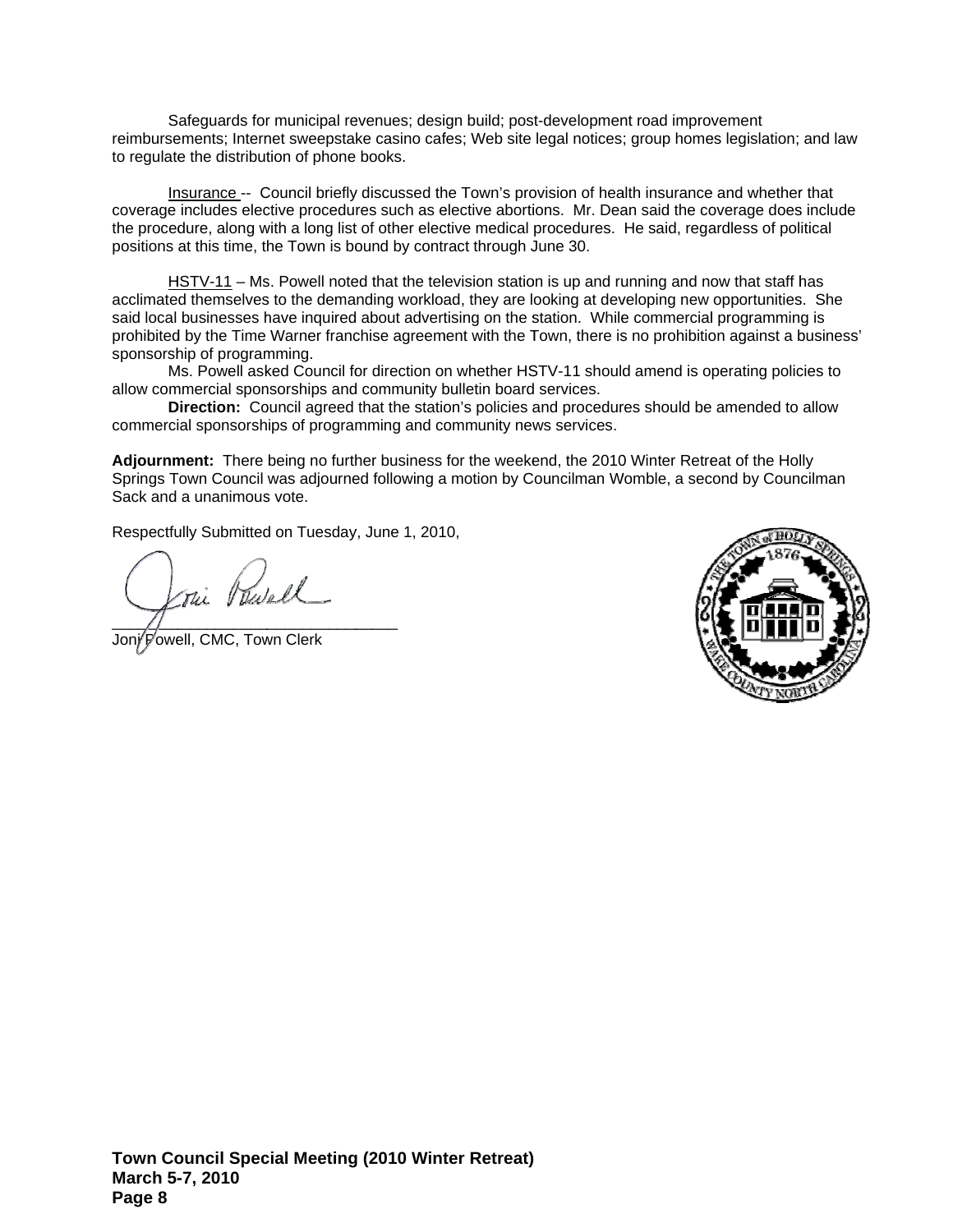Safeguards for municipal revenues; design build; post-development road improvement reimbursements; Internet sweepstake casino cafes; Web site legal notices; group homes legislation; and law to regulate the distribution of phone books.

Insurance -- Council briefly discussed the Town's provision of health insurance and whether that coverage includes elective procedures such as elective abortions. Mr. Dean said the coverage does include the procedure, along with a long list of other elective medical procedures. He said, regardless of political positions at this time, the Town is bound by contract through June 30.

HSTV-11 – Ms. Powell noted that the television station is up and running and now that staff has acclimated themselves to the demanding workload, they are looking at developing new opportunities. She said local businesses have inquired about advertising on the station. While commercial programming is prohibited by the Time Warner franchise agreement with the Town, there is no prohibition against a business' sponsorship of programming.

Ms. Powell asked Council for direction on whether HSTV-11 should amend is operating policies to allow commercial sponsorships and community bulletin board services.

**Direction:** Council agreed that the station's policies and procedures should be amended to allow commercial sponsorships of programming and community news services.

**Adjournment:** There being no further business for the weekend, the 2010 Winter Retreat of the Holly Springs Town Council was adjourned following a motion by Councilman Womble, a second by Councilman Sack and a unanimous vote.

Respectfully Submitted on Tuesday, June 1, 2010,

_______________________________
Joni Powell, CMC, Town Clerk

**Town Council Special Meeting (2010 Winter Retreat)**
**March 5-7, 2010**